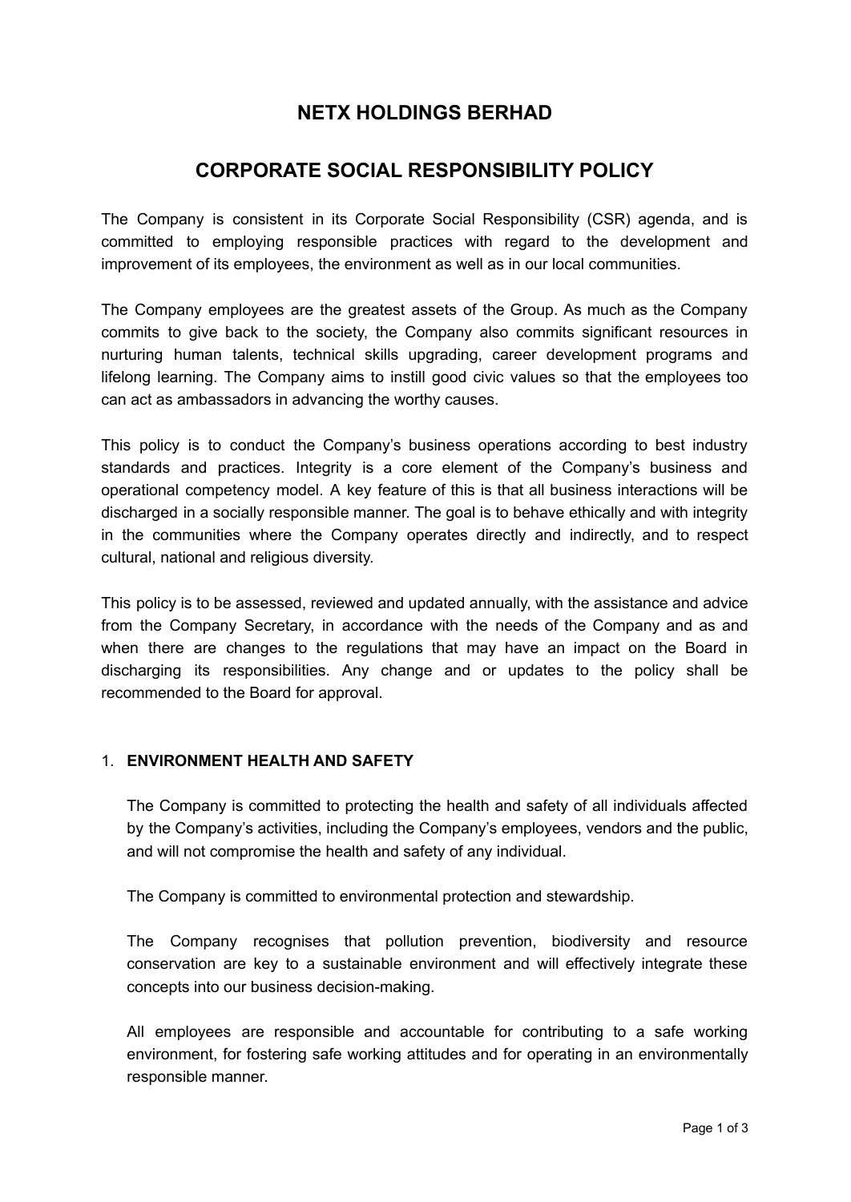# NETX HOLDINGS BERHAD

# CORPORATE SOCIAL RESPONSIBILITY POLICY

The Company is consistent in its Corporate Social Responsibility (CSR) agenda, and is committed to employing responsible practices with regard to the development and improvement of its employees, the environment as well as in our local communities.

The Company employees are the greatest assets of the Group. As much as the Company commits to give back to the society, the Company also commits significant resources in nurturing human talents, technical skills upgrading, career development programs and lifelong learning. The Company aims to instill good civic values so that the employees too can act as ambassadors in advancing the worthy causes.

This policy is to conduct the Company's business operations according to best industry standards and practices. Integrity is a core element of the Company's business and operational competency model. A key feature of this is that all business interactions will be discharged in a socially responsible manner. The goal is to behave ethically and with integrity in the communities where the Company operates directly and indirectly, and to respect cultural, national and religious diversity.

This policy is to be assessed, reviewed and updated annually, with the assistance and advice from the Company Secretary, in accordance with the needs of the Company and as and when there are changes to the regulations that may have an impact on the Board in discharging its responsibilities. Any change and or updates to the policy shall be recommended to the Board for approval.

## 1. ENVIRONMENT HEALTH AND SAFETY

The Company is committed to protecting the health and safety of all individuals affected by the Company's activities, including the Company's employees, vendors and the public, and will not compromise the health and safety of any individual.

The Company is committed to environmental protection and stewardship.

The Company recognises that pollution prevention, biodiversity and resource conservation are key to a sustainable environment and will effectively integrate these concepts into our business decision-making.

All employees are responsible and accountable for contributing to a safe working environment, for fostering safe working attitudes and for operating in an environmentally responsible manner.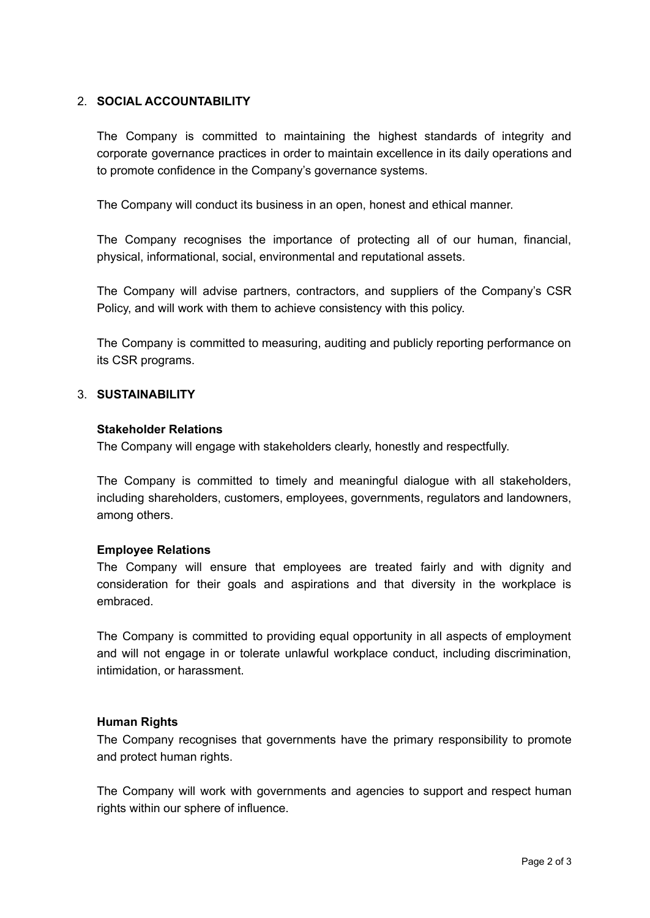## 2. SOCIAL ACCOUNTABILITY

The Company is committed to maintaining the highest standards of integrity and corporate governance practices in order to maintain excellence in its daily operations and to promote confidence in the Company's governance systems.

The Company will conduct its business in an open, honest and ethical manner.

The Company recognises the importance of protecting all of our human, financial, physical, informational, social, environmental and reputational assets.

The Company will advise partners, contractors, and suppliers of the Company's CSR Policy, and will work with them to achieve consistency with this policy.

The Company is committed to measuring, auditing and publicly reporting performance on its CSR programs.

## 3. SUSTAINABILITY

**Stakeholder Relations**

The Company will engage with stakeholders clearly, honestly and respectfully.

The Company is committed to timely and meaningful dialogue with all stakeholders, including shareholders, customers, employees, governments, regulators and landowners, among others.

**Employee Relations**

The Company will ensure that employees are treated fairly and with dignity and consideration for their goals and aspirations and that diversity in the workplace is embraced.

The Company is committed to providing equal opportunity in all aspects of employment and will not engage in or tolerate unlawful workplace conduct, including discrimination, intimidation, or harassment.

**Human Rights**

The Company recognises that governments have the primary responsibility to promote and protect human rights.

The Company will work with governments and agencies to support and respect human rights within our sphere of influence.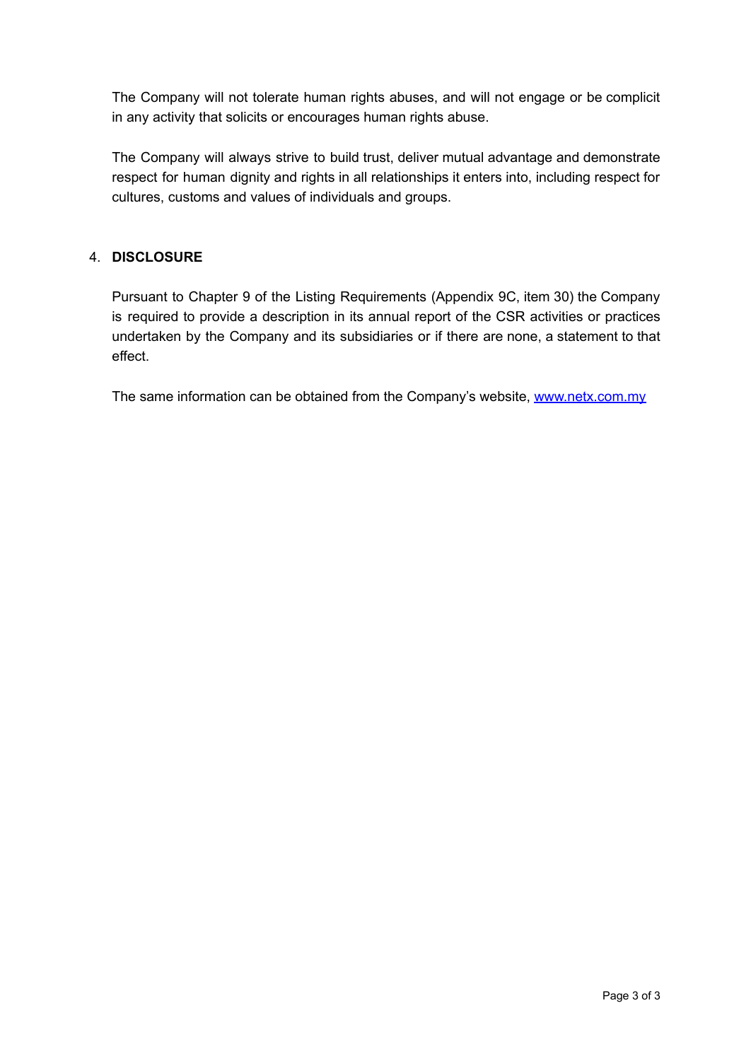The Company will not tolerate human rights abuses, and will not engage or be complicit in any activity that solicits or encourages human rights abuse.

The Company will always strive to build trust, deliver mutual advantage and demonstrate respect for human dignity and rights in all relationships it enters into, including respect for cultures, customs and values of individuals and groups.

## 4. DISCLOSURE

Pursuant to Chapter 9 of the Listing Requirements (Appendix 9C, item 30) the Company is required to provide a description in its annual report of the CSR activities or practices undertaken by the Company and its subsidiaries or if there are none, a statement to that effect.

The same information can be obtained from the Company's website, [www.netx.com.my](http://www.netx.com.my)